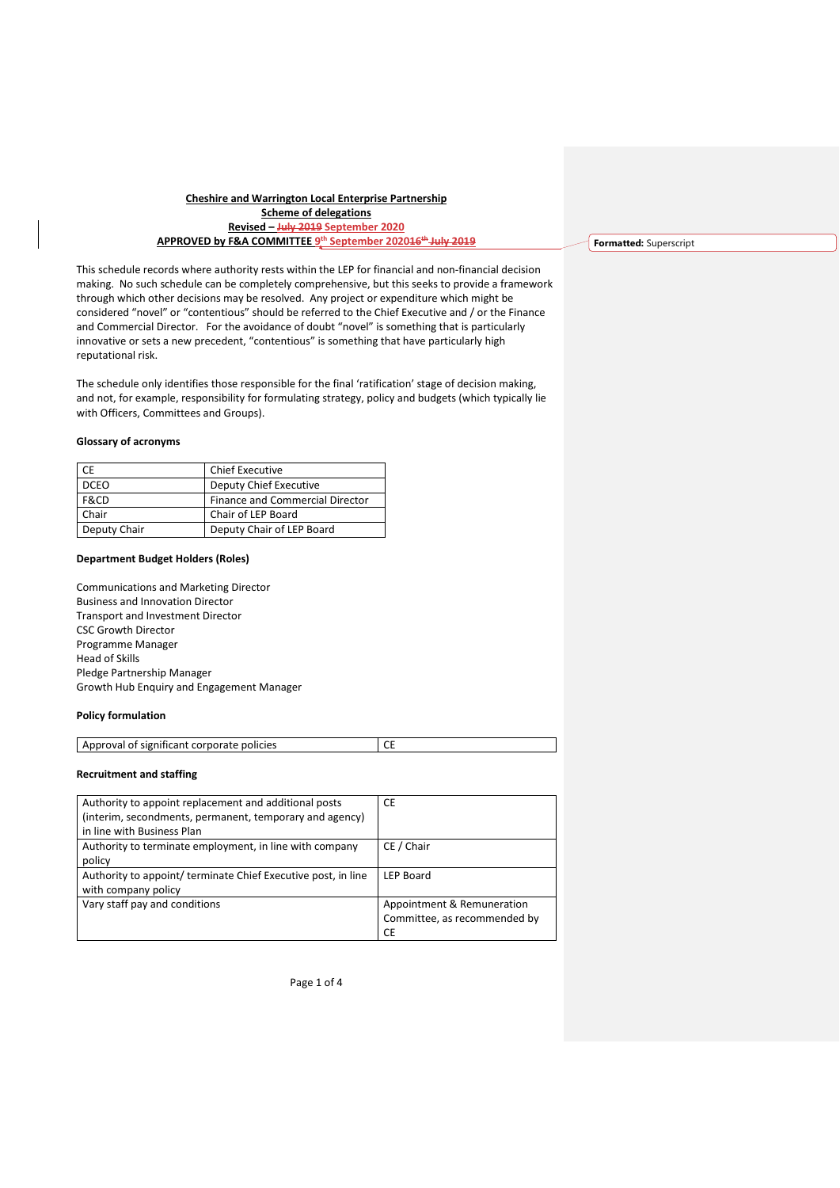**Cheshire and Warrington Local Enterprise Partnership**

**Scheme of delegations**

**Revised – ~~July 2019~~ September 2020**

**APPROVED by F&A COMMITTEE 9th September 2020~~16th July 2019~~**

This schedule records where authority rests within the LEP for financial and non-financial decision making. No such schedule can be completely comprehensive, but this seeks to provide a framework through which other decisions may be resolved. Any project or expenditure which might be considered "novel" or "contentious" should be referred to the Chief Executive and / or the Finance and Commercial Director. For the avoidance of doubt "novel" is something that is particularly innovative or sets a new precedent, "contentious" is something that have particularly high reputational risk.

The schedule only identifies those responsible for the final 'ratification' stage of decision making, and not, for example, responsibility for formulating strategy, policy and budgets (which typically lie with Officers, Committees and Groups).

**Glossary of acronyms**

| | |
|---|---|
| CE | Chief Executive |
| DCEO | Deputy Chief Executive |
| F&CD | Finance and Commercial Director |
| Chair | Chair of LEP Board |
| Deputy Chair | Deputy Chair of LEP Board |

**Department Budget Holders (Roles)**

Communications and Marketing Director
Business and Innovation Director
Transport and Investment Director
CSC Growth Director
Programme Manager
Head of Skills
Pledge Partnership Manager
Growth Hub Enquiry and Engagement Manager

**Policy formulation**

| | |
|---|---|
| Approval of significant corporate policies | CE |

**Recruitment and staffing**

| | |
|---|---|
| Authority to appoint replacement and additional posts (interim, secondments, permanent, temporary and agency) in line with Business Plan | CE |
| Authority to terminate employment, in line with company policy | CE / Chair |
| Authority to appoint/ terminate Chief Executive post, in line with company policy | LEP Board |
| Vary staff pay and conditions | Appointment & Remuneration Committee, as recommended by CE |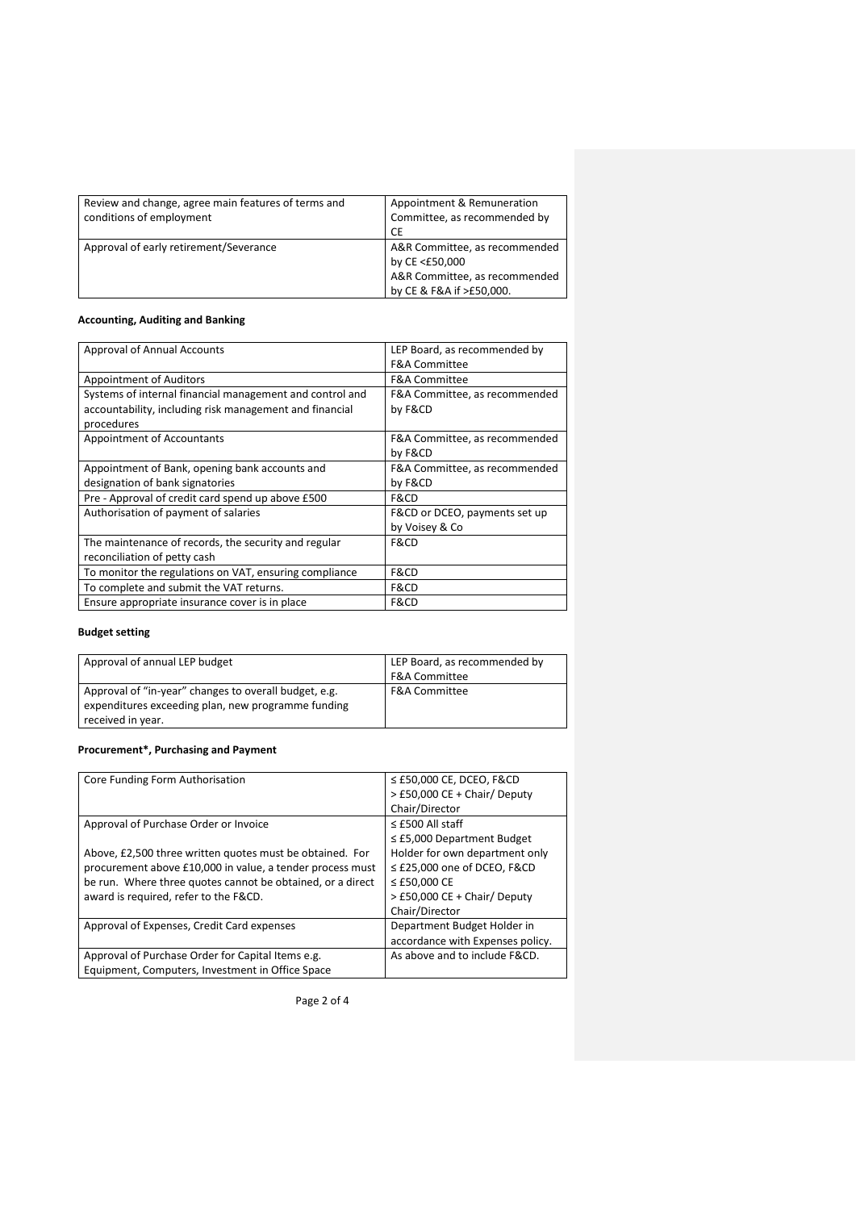| Review and change, agree main features of terms and conditions of employment | Appointment & Remuneration Committee, as recommended by CE |
|---|---|
| Approval of early retirement/Severance | A&R Committee, as recommended by CE <£50,000<br>A&R Committee, as recommended by CE & F&A if >£50,000. |

**Accounting, Auditing and Banking**

| Approval of Annual Accounts | LEP Board, as recommended by F&A Committee |
|---|---|
| Appointment of Auditors | F&A Committee |
| Systems of internal financial management and control and accountability, including risk management and financial procedures | F&A Committee, as recommended by F&CD |
| Appointment of Accountants | F&A Committee, as recommended by F&CD |
| Appointment of Bank, opening bank accounts and designation of bank signatories | F&A Committee, as recommended by F&CD |
| Pre - Approval of credit card spend up above £500 | F&CD |
| Authorisation of payment of salaries | F&CD or DCEO, payments set up by Voisey & Co |
| The maintenance of records, the security and regular reconciliation of petty cash | F&CD |
| To monitor the regulations on VAT, ensuring compliance | F&CD |
| To complete and submit the VAT returns. | F&CD |
| Ensure appropriate insurance cover is in place | F&CD |

**Budget setting**

| Approval of annual LEP budget | LEP Board, as recommended by F&A Committee |
|---|---|
| Approval of "in-year" changes to overall budget, e.g. expenditures exceeding plan, new programme funding received in year. | F&A Committee |

**Procurement*, Purchasing and Payment**

| Core Funding Form Authorisation | ≤ £50,000 CE, DCEO, F&CD<br>> £50,000 CE + Chair/ Deputy Chair/Director |
|---|---|
| Approval of Purchase Order or Invoice<br><br>Above, £2,500 three written quotes must be obtained. For procurement above £10,000 in value, a tender process must be run. Where three quotes cannot be obtained, or a direct award is required, refer to the F&CD. | ≤ £500 All staff<br>≤ £5,000 Department Budget Holder for own department only<br>≤ £25,000 one of DCEO, F&CD<br>≤ £50,000 CE<br>> £50,000 CE + Chair/ Deputy Chair/Director |
| Approval of Expenses, Credit Card expenses | Department Budget Holder in accordance with Expenses policy. |
| Approval of Purchase Order for Capital Items e.g. Equipment, Computers, Investment in Office Space | As above and to include F&CD. |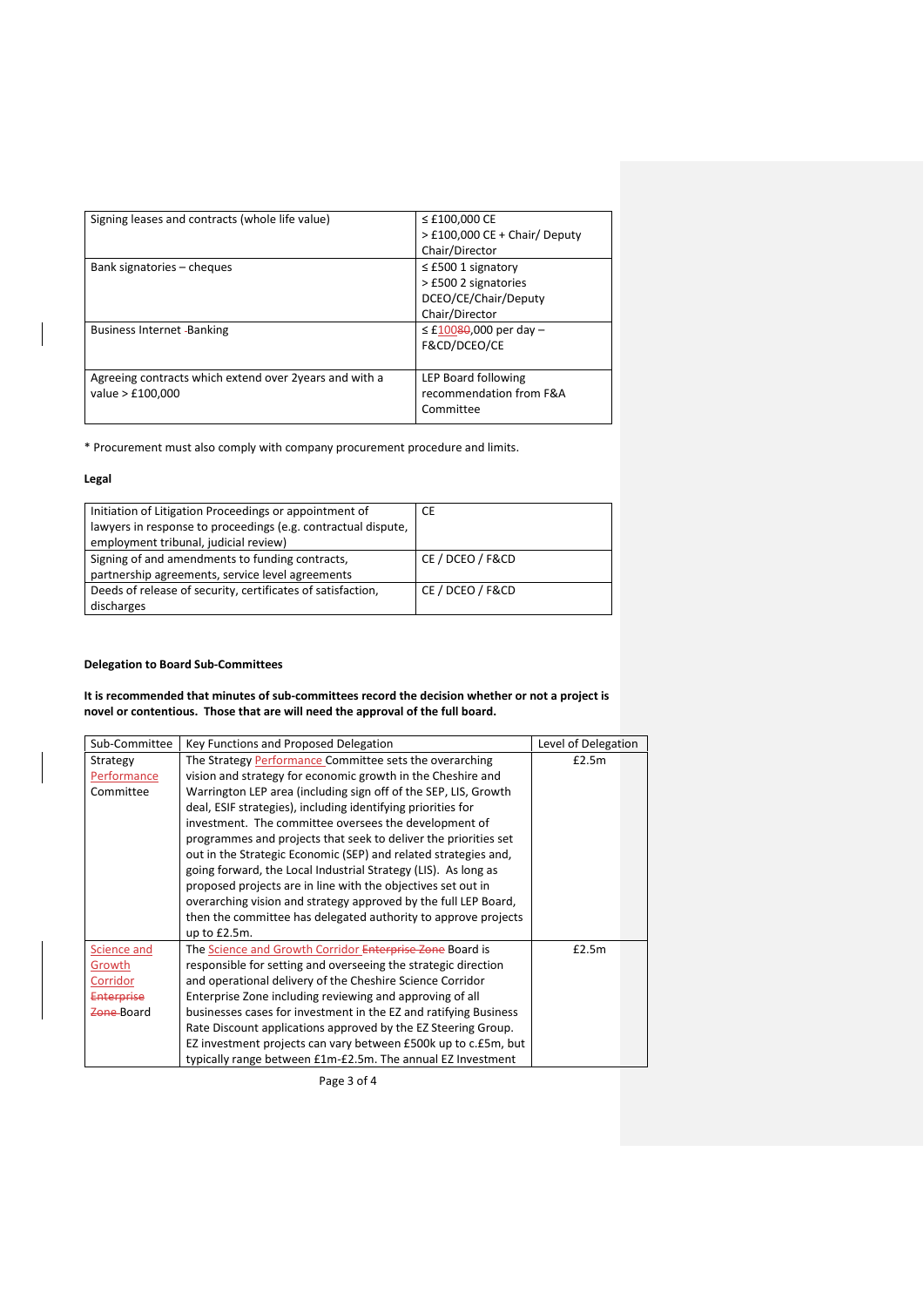| Signing leases and contracts (whole life value) | ≤ £100,000 CE<br>> £100,000 CE + Chair/ Deputy Chair/Director |
|---|---|
| Bank signatories – cheques | ≤ £500 1 signatory<br>> £500 2 signatories DCEO/CE/Chair/Deputy Chair/Director |
| Business Internet -Banking | ≤ £10080,000 per day – F&CD/DCEO/CE |
| Agreeing contracts which extend over 2years and with a value > £100,000 | LEP Board following recommendation from F&A Committee |

* Procurement must also comply with company procurement procedure and limits.

**Legal**

| Initiation of Litigation Proceedings or appointment of lawyers in response to proceedings (e.g. contractual dispute, employment tribunal, judicial review) | CE |
|---|---|
| Signing of and amendments to funding contracts, partnership agreements, service level agreements | CE / DCEO / F&CD |
| Deeds of release of security, certificates of satisfaction, discharges | CE / DCEO / F&CD |

**Delegation to Board Sub-Committees**

**It is recommended that minutes of sub-committees record the decision whether or not a project is novel or contentious. Those that are will need the approval of the full board.**

| Sub-Committee | Key Functions and Proposed Delegation | Level of Delegation |
|---|---|---|
| Strategy Performance Committee | The Strategy Performance Committee sets the overarching vision and strategy for economic growth in the Cheshire and Warrington LEP area (including sign off of the SEP, LIS, Growth deal, ESIF strategies), including identifying priorities for investment. The committee oversees the development of programmes and projects that seek to deliver the priorities set out in the Strategic Economic (SEP) and related strategies and, going forward, the Local Industrial Strategy (LIS). As long as proposed projects are in line with the objectives set out in overarching vision and strategy approved by the full LEP Board, then the committee has delegated authority to approve projects up to £2.5m. | £2.5m |
| Science and Growth Corridor ~~Enterprise Zone~~ Board | The Science and Growth Corridor ~~Enterprise Zone~~ Board is responsible for setting and overseeing the strategic direction and operational delivery of the Cheshire Science Corridor Enterprise Zone including reviewing and approving of all businesses cases for investment in the EZ and ratifying Business Rate Discount applications approved by the EZ Steering Group. EZ investment projects can vary between £500k up to c.£5m, but typically range between £1m-£2.5m. The annual EZ Investment | £2.5m |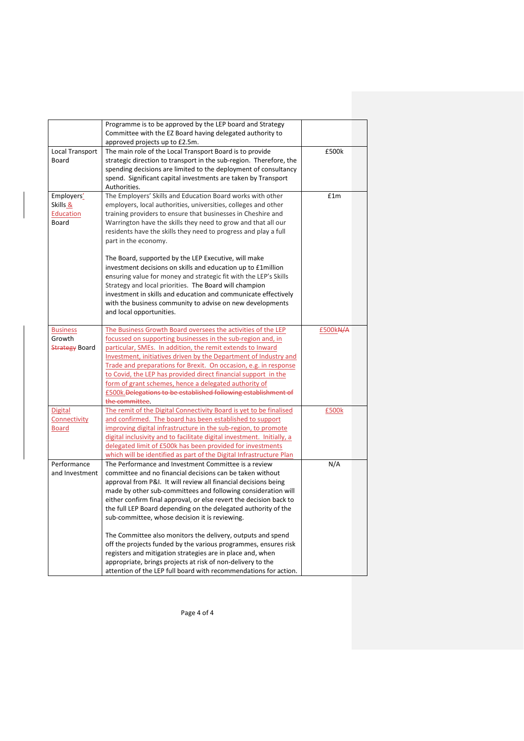| | | |
|---|---|---|
| | Programme is to be approved by the LEP board and Strategy Committee with the EZ Board having delegated authority to approved projects up to £2.5m. | |
| Local Transport Board | The main role of the Local Transport Board is to provide strategic direction to transport in the sub-region. Therefore, the spending decisions are limited to the deployment of consultancy spend. Significant capital investments are taken by Transport Authorities. | £500k |
| Employers' Skills & Education Board | The Employers' Skills and Education Board works with other employers, local authorities, universities, colleges and other training providers to ensure that businesses in Cheshire and Warrington have the skills they need to grow and that all our residents have the skills they need to progress and play a full part in the economy.<br><br>The Board, supported by the LEP Executive, will make investment decisions on skills and education up to £1million ensuring value for money and strategic fit with the LEP's Skills Strategy and local priorities. The Board will champion investment in skills and education and communicate effectively with the business community to advise on new developments and local opportunities. | £1m |
| Business Growth ~~Strategy~~ Board | The Business Growth Board oversees the activities of the LEP focussed on supporting businesses in the sub-region and, in particular, SMEs. In addition, the remit extends to Inward Investment, initiatives driven by the Department of Industry and Trade and preparations for Brexit. On occasion, e.g. in response to Covid, the LEP has provided direct financial support in the form of grant schemes, hence a delegated authority of £500k.~~Delegations to be established following establishment of the committee~~. | £500k~~N/A~~ |
| Digital Connectivity Board | The remit of the Digital Connectivity Board is yet to be finalised and confirmed. The board has been established to support improving digital infrastructure in the sub-region, to promote digital inclusivity and to facilitate digital investment. Initially, a delegated limit of £500k has been provided for investments which will be identified as part of the Digital Infrastructure Plan | £500k |
| Performance and Investment | The Performance and Investment Committee is a review committee and no financial decisions can be taken without approval from P&I. It will review all financial decisions being made by other sub-committees and following consideration will either confirm final approval, or else revert the decision back to the full LEP Board depending on the delegated authority of the sub-committee, whose decision it is reviewing.<br><br>The Committee also monitors the delivery, outputs and spend off the projects funded by the various programmes, ensures risk registers and mitigation strategies are in place and, when appropriate, brings projects at risk of non-delivery to the attention of the LEP full board with recommendations for action. | N/A |